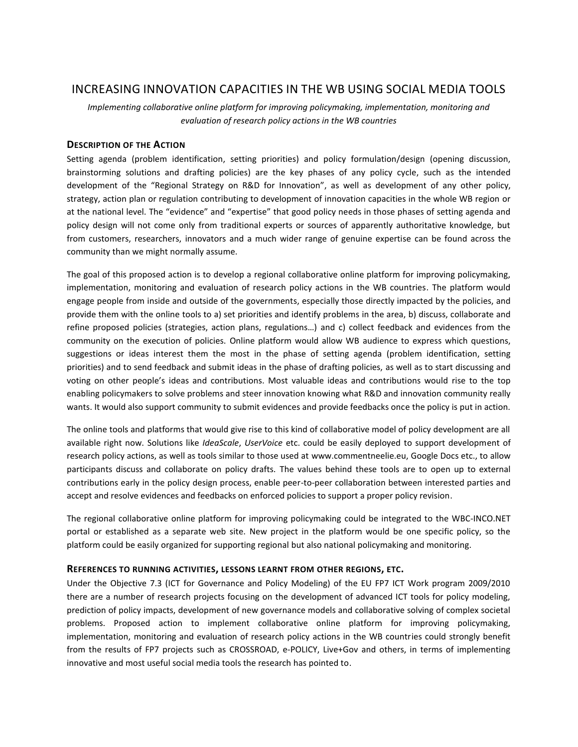# INCREASING INNOVATION CAPACITIES IN THE WB USING SOCIAL MEDIA TOOLS

*Implementing collaborative online platform for improving policymaking, implementation, monitoring and evaluation of research policy actions in the WB countries*

## Description of the Action

Setting agenda (problem identification, setting priorities) and policy formulation/design (opening discussion, brainstorming solutions and drafting policies) are the key phases of any policy cycle, such as the intended development of the "Regional Strategy on R&D for Innovation", as well as development of any other policy, strategy, action plan or regulation contributing to development of innovation capacities in the whole WB region or at the national level. The "evidence" and "expertise" that good policy needs in those phases of setting agenda and policy design will not come only from traditional experts or sources of apparently authoritative knowledge, but from customers, researchers, innovators and a much wider range of genuine expertise can be found across the community than we might normally assume.

The goal of this proposed action is to develop a regional collaborative online platform for improving policymaking, implementation, monitoring and evaluation of research policy actions in the WB countries. The platform would engage people from inside and outside of the governments, especially those directly impacted by the policies, and provide them with the online tools to a) set priorities and identify problems in the area, b) discuss, collaborate and refine proposed policies (strategies, action plans, regulations…) and c) collect feedback and evidences from the community on the execution of policies. Online platform would allow WB audience to express which questions, suggestions or ideas interest them the most in the phase of setting agenda (problem identification, setting priorities) and to send feedback and submit ideas in the phase of drafting policies, as well as to start discussing and voting on other people's ideas and contributions. Most valuable ideas and contributions would rise to the top enabling policymakers to solve problems and steer innovation knowing what R&D and innovation community really wants. It would also support community to submit evidences and provide feedbacks once the policy is put in action.

The online tools and platforms that would give rise to this kind of collaborative model of policy development are all available right now. Solutions like *IdeaScale*, *UserVoice* etc. could be easily deployed to support development of research policy actions, as well as tools similar to those used at www.commentneelie.eu, Google Docs etc., to allow participants discuss and collaborate on policy drafts. The values behind these tools are to open up to external contributions early in the policy design process, enable peer-to-peer collaboration between interested parties and accept and resolve evidences and feedbacks on enforced policies to support a proper policy revision.

The regional collaborative online platform for improving policymaking could be integrated to the WBC-INCO.NET portal or established as a separate web site. New project in the platform would be one specific policy, so the platform could be easily organized for supporting regional but also national policymaking and monitoring.

## References to running activities, lessons learnt from other regions, etc.

Under the Objective 7.3 (ICT for Governance and Policy Modeling) of the EU FP7 ICT Work program 2009/2010 there are a number of research projects focusing on the development of advanced ICT tools for policy modeling, prediction of policy impacts, development of new governance models and collaborative solving of complex societal problems. Proposed action to implement collaborative online platform for improving policymaking, implementation, monitoring and evaluation of research policy actions in the WB countries could strongly benefit from the results of FP7 projects such as CROSSROAD, e-POLICY, Live+Gov and others, in terms of implementing innovative and most useful social media tools the research has pointed to.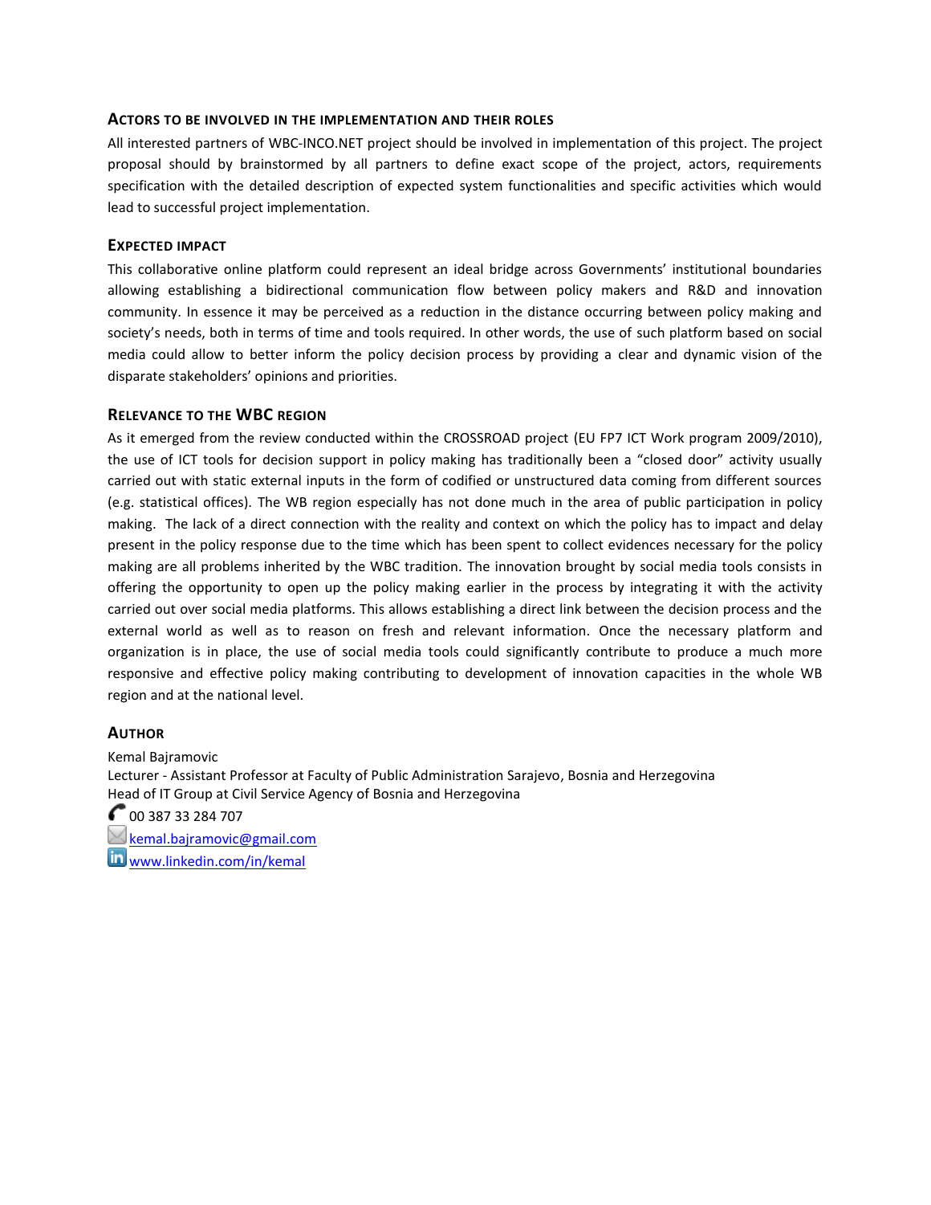### Actors to be involved in the implementation and their roles

All interested partners of WBC-INCO.NET project should be involved in implementation of this project. The project proposal should by brainstormed by all partners to define exact scope of the project, actors, requirements specification with the detailed description of expected system functionalities and specific activities which would lead to successful project implementation.

### Expected impact

This collaborative online platform could represent an ideal bridge across Governments' institutional boundaries allowing establishing a bidirectional communication flow between policy makers and R&D and innovation community. In essence it may be perceived as a reduction in the distance occurring between policy making and society's needs, both in terms of time and tools required. In other words, the use of such platform based on social media could allow to better inform the policy decision process by providing a clear and dynamic vision of the disparate stakeholders' opinions and priorities.

### Relevance to the WBC region

As it emerged from the review conducted within the CROSSROAD project (EU FP7 ICT Work program 2009/2010), the use of ICT tools for decision support in policy making has traditionally been a "closed door" activity usually carried out with static external inputs in the form of codified or unstructured data coming from different sources (e.g. statistical offices). The WB region especially has not done much in the area of public participation in policy making. The lack of a direct connection with the reality and context on which the policy has to impact and delay present in the policy response due to the time which has been spent to collect evidences necessary for the policy making are all problems inherited by the WBC tradition. The innovation brought by social media tools consists in offering the opportunity to open up the policy making earlier in the process by integrating it with the activity carried out over social media platforms. This allows establishing a direct link between the decision process and the external world as well as to reason on fresh and relevant information. Once the necessary platform and organization is in place, the use of social media tools could significantly contribute to produce a much more responsive and effective policy making contributing to development of innovation capacities in the whole WB region and at the national level.

### Author

Kemal Bajramovic
Lecturer - Assistant Professor at Faculty of Public Administration Sarajevo, Bosnia and Herzegovina
Head of IT Group at Civil Service Agency of Bosnia and Herzegovina

00 387 33 284 707

[kemal.bajramovic@gmail.com](mailto:kemal.bajramovic@gmail.com)

[www.linkedin.com/in/kemal](http://www.linkedin.com/in/kemal)